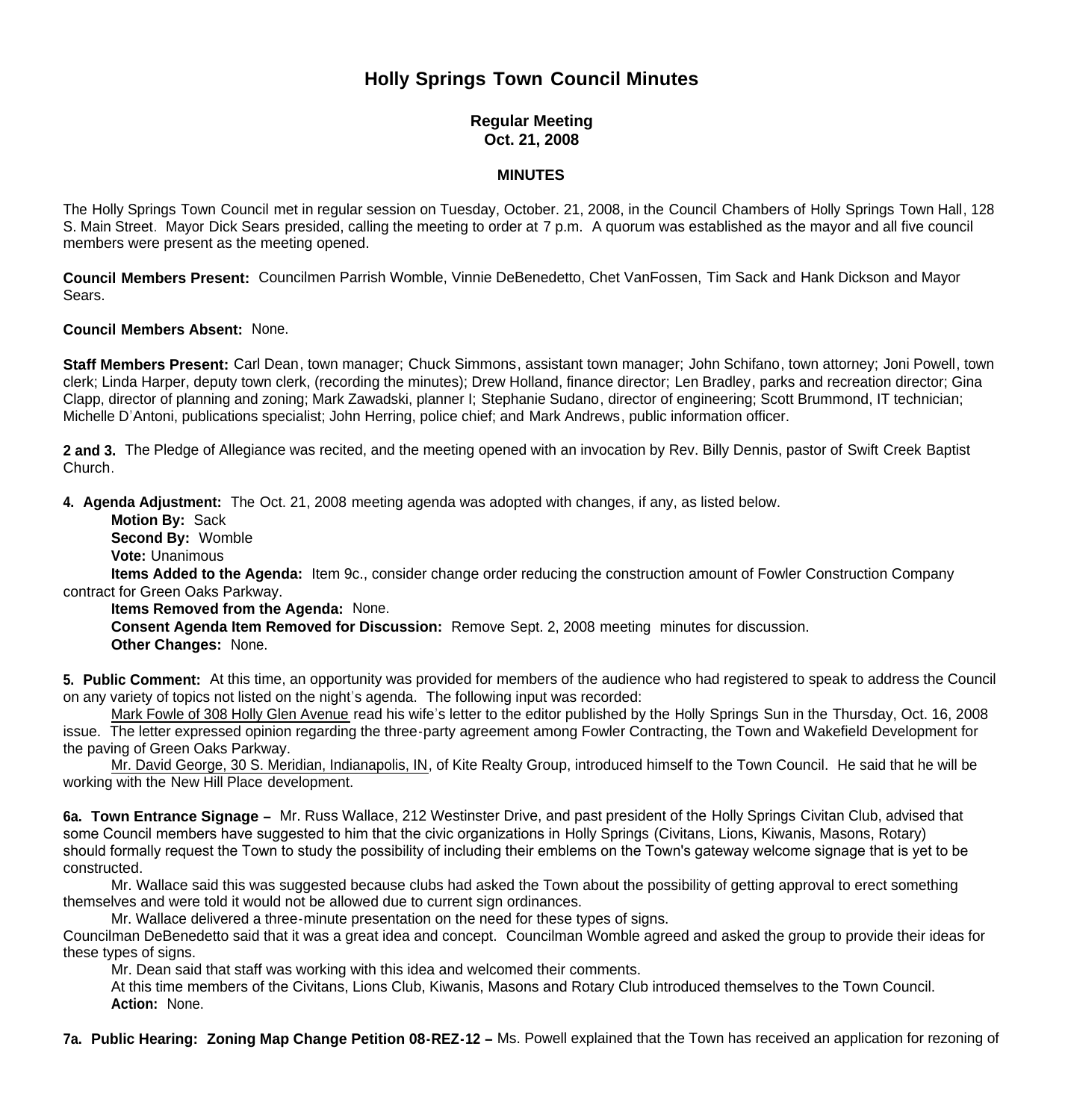# Holly Springs Town Council Minutes

## Regular Meeting
## Oct. 21, 2008

### MINUTES

The Holly Springs Town Council met in regular session on Tuesday, October. 21, 2008, in the Council Chambers of Holly Springs Town Hall, 128 S. Main Street. Mayor Dick Sears presided, calling the meeting to order at 7 p.m. A quorum was established as the mayor and all five council members were present as the meeting opened.

**Council Members Present:** Councilmen Parrish Womble, Vinnie DeBenedetto, Chet VanFossen, Tim Sack and Hank Dickson and Mayor Sears.

**Council Members Absent:** None.

**Staff Members Present:** Carl Dean, town manager; Chuck Simmons, assistant town manager; John Schifano, town attorney; Joni Powell, town clerk; Linda Harper, deputy town clerk, (recording the minutes); Drew Holland, finance director; Len Bradley, parks and recreation director; Gina Clapp, director of planning and zoning; Mark Zawadski, planner I; Stephanie Sudano, director of engineering; Scott Brummond, IT technician; Michelle D'Antoni, publications specialist; John Herring, police chief; and Mark Andrews, public information officer.

**2 and 3.** The Pledge of Allegiance was recited, and the meeting opened with an invocation by Rev. Billy Dennis, pastor of Swift Creek Baptist Church.

**4. Agenda Adjustment:** The Oct. 21, 2008 meeting agenda was adopted with changes, if any, as listed below.

**Motion By:** Sack
**Second By:** Womble
**Vote:** Unanimous
**Items Added to the Agenda:** Item 9c., consider change order reducing the construction amount of Fowler Construction Company contract for Green Oaks Parkway.
**Items Removed from the Agenda:** None.
**Consent Agenda Item Removed for Discussion:** Remove Sept. 2, 2008 meeting minutes for discussion.
**Other Changes:** None.

**5. Public Comment:** At this time, an opportunity was provided for members of the audience who had registered to speak to address the Council on any variety of topics not listed on the night's agenda. The following input was recorded:

Mark Fowle of 308 Holly Glen Avenue read his wife's letter to the editor published by the Holly Springs Sun in the Thursday, Oct. 16, 2008 issue. The letter expressed opinion regarding the three-party agreement among Fowler Contracting, the Town and Wakefield Development for the paving of Green Oaks Parkway.

Mr. David George, 30 S. Meridian, Indianapolis, IN, of Kite Realty Group, introduced himself to the Town Council. He said that he will be working with the New Hill Place development.

**6a. Town Entrance Signage –** Mr. Russ Wallace, 212 Westinster Drive, and past president of the Holly Springs Civitan Club, advised that some Council members have suggested to him that the civic organizations in Holly Springs (Civitans, Lions, Kiwanis, Masons, Rotary) should formally request the Town to study the possibility of including their emblems on the Town's gateway welcome signage that is yet to be constructed.

Mr. Wallace said this was suggested because clubs had asked the Town about the possibility of getting approval to erect something themselves and were told it would not be allowed due to current sign ordinances.

Mr. Wallace delivered a three-minute presentation on the need for these types of signs.

Councilman DeBenedetto said that it was a great idea and concept. Councilman Womble agreed and asked the group to provide their ideas for these types of signs.

Mr. Dean said that staff was working with this idea and welcomed their comments.

At this time members of the Civitans, Lions Club, Kiwanis, Masons and Rotary Club introduced themselves to the Town Council.

**Action:** None.

**7a. Public Hearing: Zoning Map Change Petition 08-REZ-12 –** Ms. Powell explained that the Town has received an application for rezoning of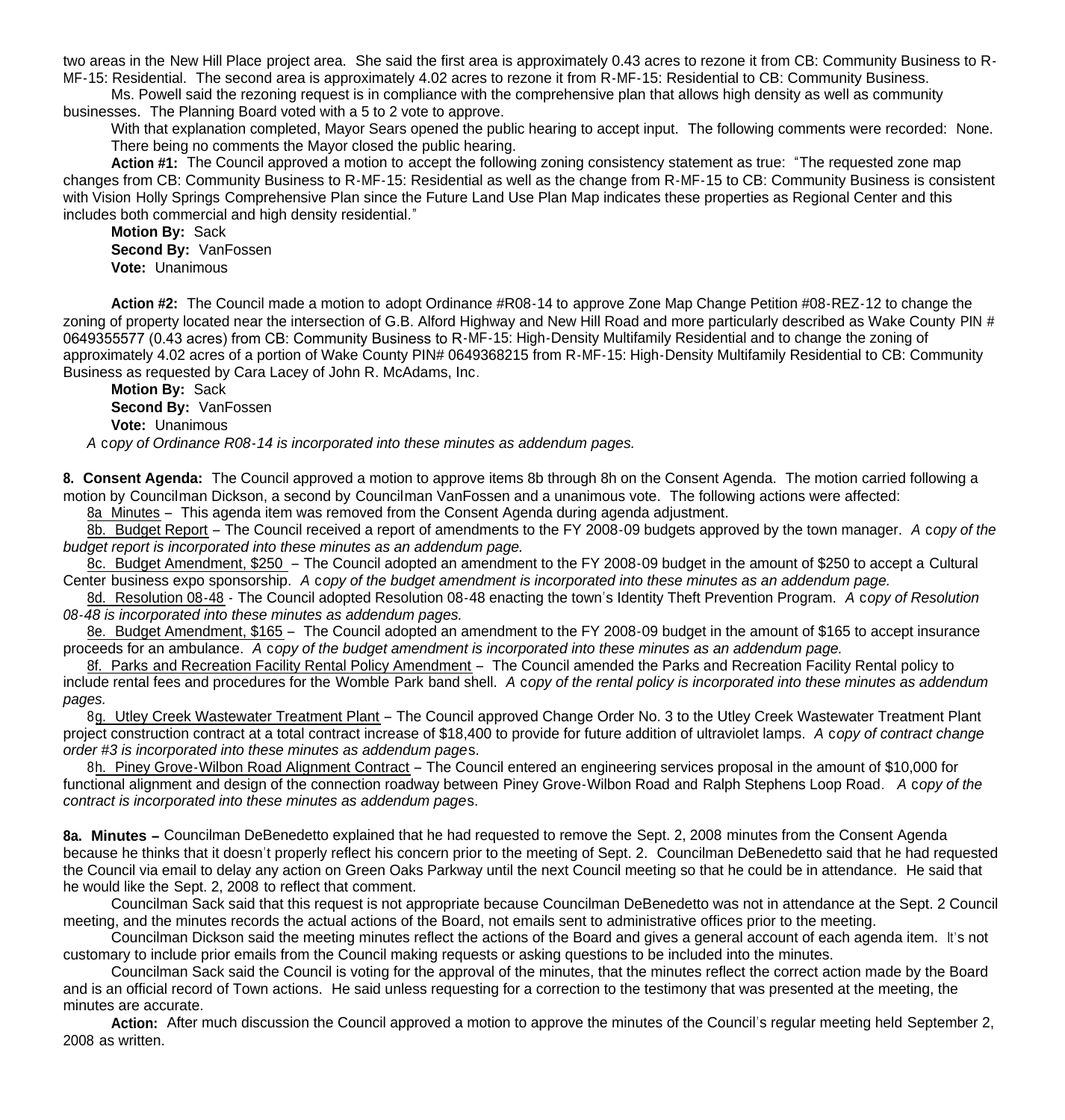two areas in the New Hill Place project area. She said the first area is approximately 0.43 acres to rezone it from CB: Community Business to R-MF-15: Residential. The second area is approximately 4.02 acres to rezone it from R-MF-15: Residential to CB: Community Business.

Ms. Powell said the rezoning request is in compliance with the comprehensive plan that allows high density as well as community businesses. The Planning Board voted with a 5 to 2 vote to approve.

With that explanation completed, Mayor Sears opened the public hearing to accept input. The following comments were recorded: None. There being no comments the Mayor closed the public hearing.

**Action #1:** The Council approved a motion to accept the following zoning consistency statement as true: "The requested zone map changes from CB: Community Business to R-MF-15: Residential as well as the change from R-MF-15 to CB: Community Business is consistent with Vision Holly Springs Comprehensive Plan since the Future Land Use Plan Map indicates these properties as Regional Center and this includes both commercial and high density residential."

**Motion By:** Sack
**Second By:** VanFossen
**Vote:** Unanimous

**Action #2:** The Council made a motion to adopt Ordinance #R08-14 to approve Zone Map Change Petition #08-REZ-12 to change the zoning of property located near the intersection of G.B. Alford Highway and New Hill Road and more particularly described as Wake County PIN # 0649355577 (0.43 acres) from CB: Community Business to R-MF-15: High-Density Multifamily Residential and to change the zoning of approximately 4.02 acres of a portion of Wake County PIN# 0649368215 from R-MF-15: High-Density Multifamily Residential to CB: Community Business as requested by Cara Lacey of John R. McAdams, Inc.

**Motion By:** Sack
**Second By:** VanFossen
**Vote:** Unanimous

*A copy of Ordinance R08-14 is incorporated into these minutes as addendum pages.*

**8. Consent Agenda:** The Council approved a motion to approve items 8b through 8h on the Consent Agenda. The motion carried following a motion by Councilman Dickson, a second by Councilman VanFossen and a unanimous vote. The following actions were affected:

8a Minutes – This agenda item was removed from the Consent Agenda during agenda adjustment.

8b. Budget Report – The Council received a report of amendments to the FY 2008-09 budgets approved by the town manager. *A copy of the budget report is incorporated into these minutes as an addendum page.*

8c. Budget Amendment, $250 – The Council adopted an amendment to the FY 2008-09 budget in the amount of $250 to accept a Cultural Center business expo sponsorship. *A copy of the budget amendment is incorporated into these minutes as an addendum page.*

8d. Resolution 08-48 - The Council adopted Resolution 08-48 enacting the town's Identity Theft Prevention Program. *A copy of Resolution 08-48 is incorporated into these minutes as addendum pages.*

8e. Budget Amendment, $165 – The Council adopted an amendment to the FY 2008-09 budget in the amount of $165 to accept insurance proceeds for an ambulance. *A copy of the budget amendment is incorporated into these minutes as an addendum page.*

8f. Parks and Recreation Facility Rental Policy Amendment – The Council amended the Parks and Recreation Facility Rental policy to include rental fees and procedures for the Womble Park band shell. *A copy of the rental policy is incorporated into these minutes as addendum pages.*

8g. Utley Creek Wastewater Treatment Plant – The Council approved Change Order No. 3 to the Utley Creek Wastewater Treatment Plant project construction contract at a total contract increase of $18,400 to provide for future addition of ultraviolet lamps. *A copy of contract change order #3 is incorporated into these minutes as addendum pages.*

8h. Piney Grove-Wilbon Road Alignment Contract – The Council entered an engineering services proposal in the amount of $10,000 for functional alignment and design of the connection roadway between Piney Grove-Wilbon Road and Ralph Stephens Loop Road. *A copy of the contract is incorporated into these minutes as addendum pages.*

**8a. Minutes –** Councilman DeBenedetto explained that he had requested to remove the Sept. 2, 2008 minutes from the Consent Agenda because he thinks that it doesn't properly reflect his concern prior to the meeting of Sept. 2. Councilman DeBenedetto said that he had requested the Council via email to delay any action on Green Oaks Parkway until the next Council meeting so that he could be in attendance. He said that he would like the Sept. 2, 2008 to reflect that comment.

Councilman Sack said that this request is not appropriate because Councilman DeBenedetto was not in attendance at the Sept. 2 Council meeting, and the minutes records the actual actions of the Board, not emails sent to administrative offices prior to the meeting.

Councilman Dickson said the meeting minutes reflect the actions of the Board and gives a general account of each agenda item. It's not customary to include prior emails from the Council making requests or asking questions to be included into the minutes.

Councilman Sack said the Council is voting for the approval of the minutes, that the minutes reflect the correct action made by the Board and is an official record of Town actions. He said unless requesting for a correction to the testimony that was presented at the meeting, the minutes are accurate.

**Action:** After much discussion the Council approved a motion to approve the minutes of the Council's regular meeting held September 2, 2008 as written.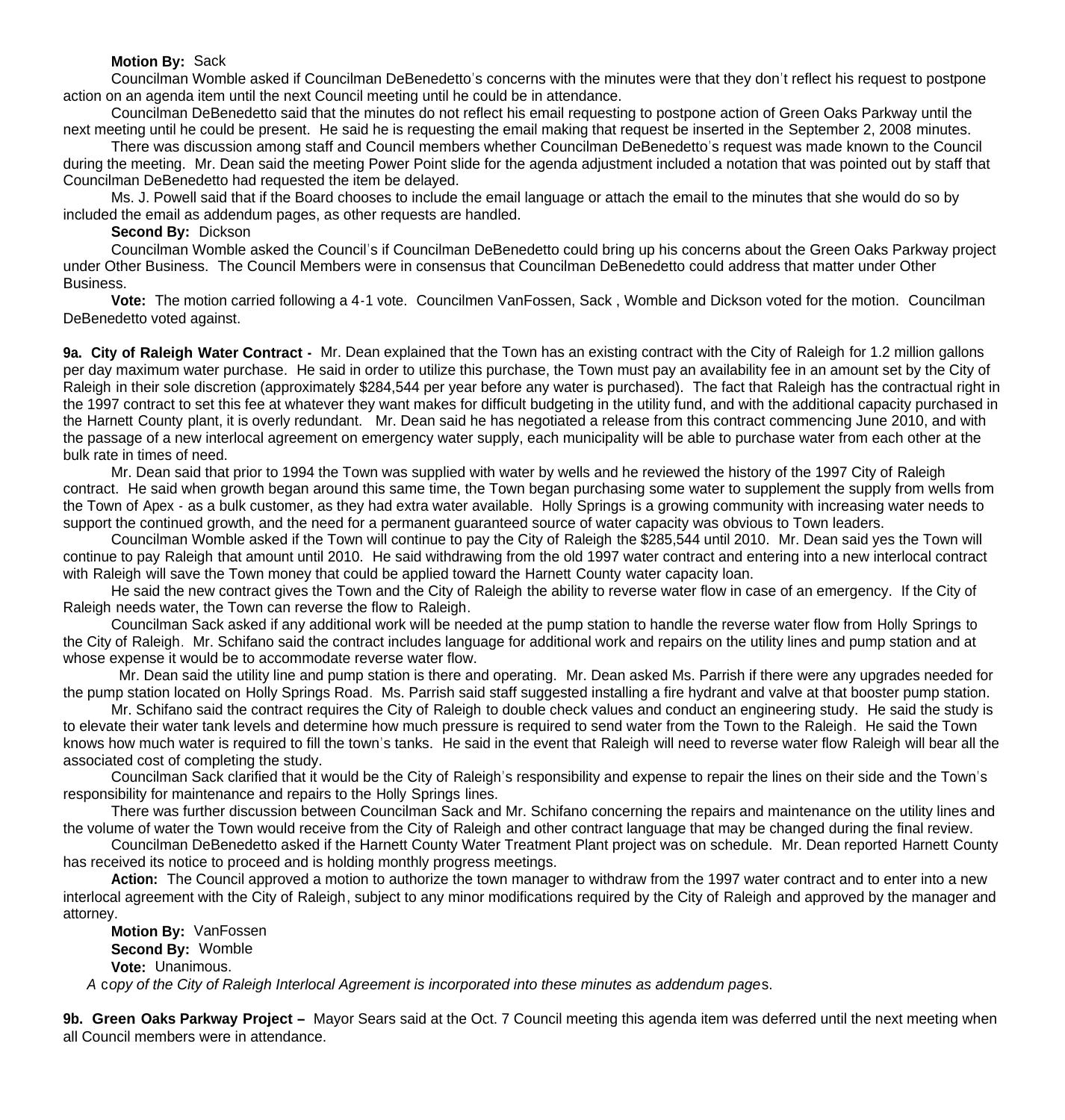**Motion By:** Sack

Councilman Womble asked if Councilman DeBenedetto's concerns with the minutes were that they don't reflect his request to postpone action on an agenda item until the next Council meeting until he could be in attendance.

Councilman DeBenedetto said that the minutes do not reflect his email requesting to postpone action of Green Oaks Parkway until the next meeting until he could be present. He said he is requesting the email making that request be inserted in the September 2, 2008 minutes.

There was discussion among staff and Council members whether Councilman DeBenedetto's request was made known to the Council during the meeting. Mr. Dean said the meeting Power Point slide for the agenda adjustment included a notation that was pointed out by staff that Councilman DeBenedetto had requested the item be delayed.

Ms. J. Powell said that if the Board chooses to include the email language or attach the email to the minutes that she would do so by included the email as addendum pages, as other requests are handled.

**Second By:** Dickson

Councilman Womble asked the Council's if Councilman DeBenedetto could bring up his concerns about the Green Oaks Parkway project under Other Business. The Council Members were in consensus that Councilman DeBenedetto could address that matter under Other Business.

**Vote:** The motion carried following a 4-1 vote. Councilmen VanFossen, Sack , Womble and Dickson voted for the motion. Councilman DeBenedetto voted against.

**9a. City of Raleigh Water Contract -** Mr. Dean explained that the Town has an existing contract with the City of Raleigh for 1.2 million gallons per day maximum water purchase. He said in order to utilize this purchase, the Town must pay an availability fee in an amount set by the City of Raleigh in their sole discretion (approximately $284,544 per year before any water is purchased). The fact that Raleigh has the contractual right in the 1997 contract to set this fee at whatever they want makes for difficult budgeting in the utility fund, and with the additional capacity purchased in the Harnett County plant, it is overly redundant. Mr. Dean said he has negotiated a release from this contract commencing June 2010, and with the passage of a new interlocal agreement on emergency water supply, each municipality will be able to purchase water from each other at the bulk rate in times of need.

Mr. Dean said that prior to 1994 the Town was supplied with water by wells and he reviewed the history of the 1997 City of Raleigh contract. He said when growth began around this same time, the Town began purchasing some water to supplement the supply from wells from the Town of Apex - as a bulk customer, as they had extra water available. Holly Springs is a growing community with increasing water needs to support the continued growth, and the need for a permanent guaranteed source of water capacity was obvious to Town leaders.

Councilman Womble asked if the Town will continue to pay the City of Raleigh the $285,544 until 2010. Mr. Dean said yes the Town will continue to pay Raleigh that amount until 2010. He said withdrawing from the old 1997 water contract and entering into a new interlocal contract with Raleigh will save the Town money that could be applied toward the Harnett County water capacity loan.

He said the new contract gives the Town and the City of Raleigh the ability to reverse water flow in case of an emergency. If the City of Raleigh needs water, the Town can reverse the flow to Raleigh.

Councilman Sack asked if any additional work will be needed at the pump station to handle the reverse water flow from Holly Springs to the City of Raleigh. Mr. Schifano said the contract includes language for additional work and repairs on the utility lines and pump station and at whose expense it would be to accommodate reverse water flow.

Mr. Dean said the utility line and pump station is there and operating. Mr. Dean asked Ms. Parrish if there were any upgrades needed for the pump station located on Holly Springs Road. Ms. Parrish said staff suggested installing a fire hydrant and valve at that booster pump station.

Mr. Schifano said the contract requires the City of Raleigh to double check values and conduct an engineering study. He said the study is to elevate their water tank levels and determine how much pressure is required to send water from the Town to the Raleigh. He said the Town knows how much water is required to fill the town's tanks. He said in the event that Raleigh will need to reverse water flow Raleigh will bear all the associated cost of completing the study.

Councilman Sack clarified that it would be the City of Raleigh's responsibility and expense to repair the lines on their side and the Town's responsibility for maintenance and repairs to the Holly Springs lines.

There was further discussion between Councilman Sack and Mr. Schifano concerning the repairs and maintenance on the utility lines and the volume of water the Town would receive from the City of Raleigh and other contract language that may be changed during the final review.

Councilman DeBenedetto asked if the Harnett County Water Treatment Plant project was on schedule. Mr. Dean reported Harnett County has received its notice to proceed and is holding monthly progress meetings.

**Action:** The Council approved a motion to authorize the town manager to withdraw from the 1997 water contract and to enter into a new interlocal agreement with the City of Raleigh, subject to any minor modifications required by the City of Raleigh and approved by the manager and attorney.

**Motion By:** VanFossen
**Second By:** Womble
**Vote:** Unanimous.

*A copy of the City of Raleigh Interlocal Agreement is incorporated into these minutes as addendum pages.*

**9b. Green Oaks Parkway Project –** Mayor Sears said at the Oct. 7 Council meeting this agenda item was deferred until the next meeting when all Council members were in attendance.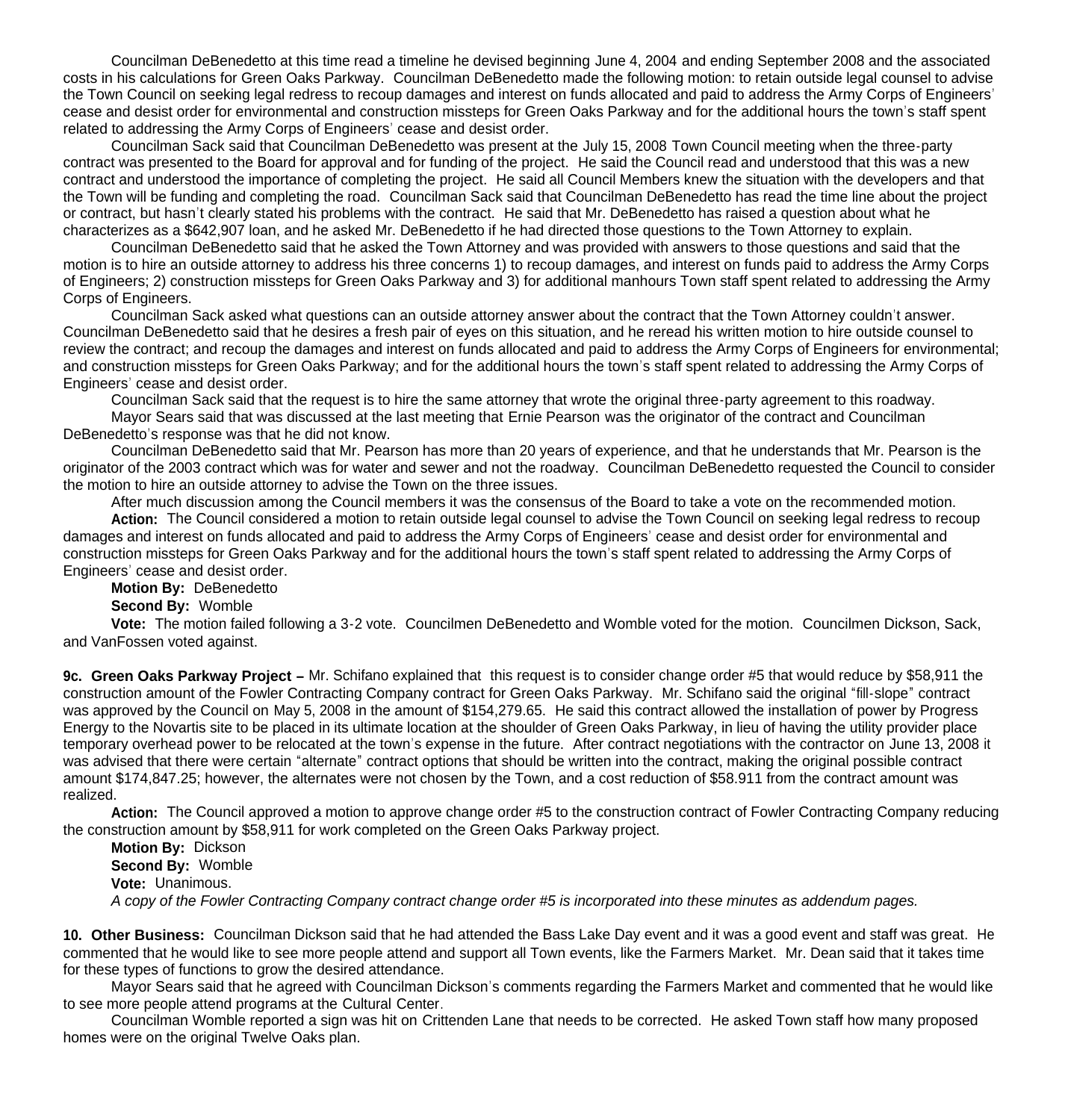Councilman DeBenedetto at this time read a timeline he devised beginning June 4, 2004 and ending September 2008 and the associated costs in his calculations for Green Oaks Parkway. Councilman DeBenedetto made the following motion: to retain outside legal counsel to advise the Town Council on seeking legal redress to recoup damages and interest on funds allocated and paid to address the Army Corps of Engineers' cease and desist order for environmental and construction missteps for Green Oaks Parkway and for the additional hours the town's staff spent related to addressing the Army Corps of Engineers' cease and desist order.

Councilman Sack said that Councilman DeBenedetto was present at the July 15, 2008 Town Council meeting when the three-party contract was presented to the Board for approval and for funding of the project. He said the Council read and understood that this was a new contract and understood the importance of completing the project. He said all Council Members knew the situation with the developers and that the Town will be funding and completing the road. Councilman Sack said that Councilman DeBenedetto has read the time line about the project or contract, but hasn't clearly stated his problems with the contract. He said that Mr. DeBenedetto has raised a question about what he characterizes as a $642,907 loan, and he asked Mr. DeBenedetto if he had directed those questions to the Town Attorney to explain.

Councilman DeBenedetto said that he asked the Town Attorney and was provided with answers to those questions and said that the motion is to hire an outside attorney to address his three concerns 1) to recoup damages, and interest on funds paid to address the Army Corps of Engineers; 2) construction missteps for Green Oaks Parkway and 3) for additional manhours Town staff spent related to addressing the Army Corps of Engineers.

Councilman Sack asked what questions can an outside attorney answer about the contract that the Town Attorney couldn't answer. Councilman DeBenedetto said that he desires a fresh pair of eyes on this situation, and he reread his written motion to hire outside counsel to review the contract; and recoup the damages and interest on funds allocated and paid to address the Army Corps of Engineers for environmental; and construction missteps for Green Oaks Parkway; and for the additional hours the town's staff spent related to addressing the Army Corps of Engineers' cease and desist order.

Councilman Sack said that the request is to hire the same attorney that wrote the original three-party agreement to this roadway.

Mayor Sears said that was discussed at the last meeting that Ernie Pearson was the originator of the contract and Councilman DeBenedetto's response was that he did not know.

Councilman DeBenedetto said that Mr. Pearson has more than 20 years of experience, and that he understands that Mr. Pearson is the originator of the 2003 contract which was for water and sewer and not the roadway. Councilman DeBenedetto requested the Council to consider the motion to hire an outside attorney to advise the Town on the three issues.

After much discussion among the Council members it was the consensus of the Board to take a vote on the recommended motion.

**Action:** The Council considered a motion to retain outside legal counsel to advise the Town Council on seeking legal redress to recoup damages and interest on funds allocated and paid to address the Army Corps of Engineers' cease and desist order for environmental and construction missteps for Green Oaks Parkway and for the additional hours the town's staff spent related to addressing the Army Corps of Engineers' cease and desist order.

**Motion By:** DeBenedetto
**Second By:** Womble
**Vote:** The motion failed following a 3-2 vote. Councilmen DeBenedetto and Womble voted for the motion. Councilmen Dickson, Sack, and VanFossen voted against.

**9c. Green Oaks Parkway Project –** Mr. Schifano explained that this request is to consider change order #5 that would reduce by $58,911 the construction amount of the Fowler Contracting Company contract for Green Oaks Parkway. Mr. Schifano said the original "fill-slope" contract was approved by the Council on May 5, 2008 in the amount of $154,279.65. He said this contract allowed the installation of power by Progress Energy to the Novartis site to be placed in its ultimate location at the shoulder of Green Oaks Parkway, in lieu of having the utility provider place temporary overhead power to be relocated at the town's expense in the future. After contract negotiations with the contractor on June 13, 2008 it was advised that there were certain "alternate" contract options that should be written into the contract, making the original possible contract amount $174,847.25; however, the alternates were not chosen by the Town, and a cost reduction of $58.911 from the contract amount was realized.

**Action:** The Council approved a motion to approve change order #5 to the construction contract of Fowler Contracting Company reducing the construction amount by $58,911 for work completed on the Green Oaks Parkway project.

**Motion By:** Dickson
**Second By:** Womble
**Vote:** Unanimous.
*A copy of the Fowler Contracting Company contract change order #5 is incorporated into these minutes as addendum pages.*

**10. Other Business:** Councilman Dickson said that he had attended the Bass Lake Day event and it was a good event and staff was great. He commented that he would like to see more people attend and support all Town events, like the Farmers Market. Mr. Dean said that it takes time for these types of functions to grow the desired attendance.

Mayor Sears said that he agreed with Councilman Dickson's comments regarding the Farmers Market and commented that he would like to see more people attend programs at the Cultural Center.

Councilman Womble reported a sign was hit on Crittenden Lane that needs to be corrected. He asked Town staff how many proposed homes were on the original Twelve Oaks plan.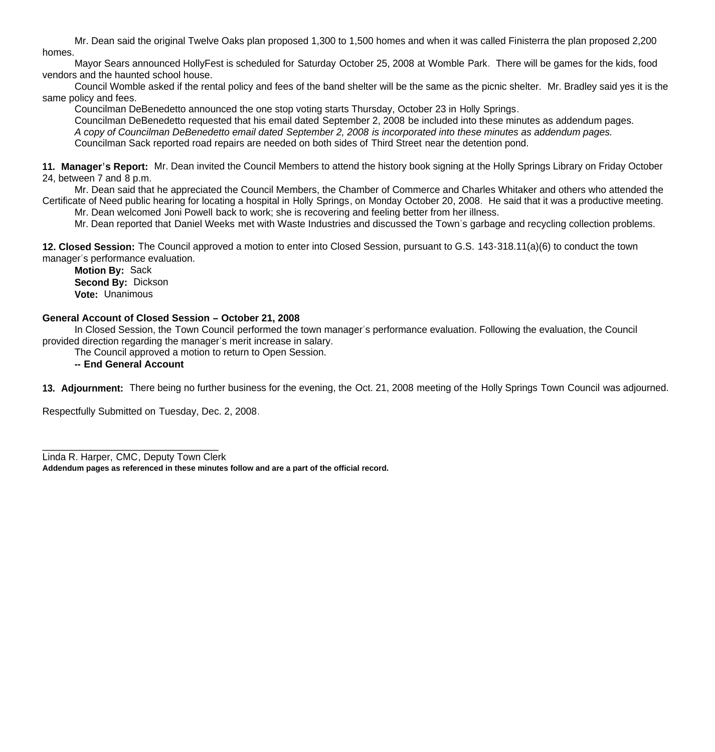Mr. Dean said the original Twelve Oaks plan proposed 1,300 to 1,500 homes and when it was called Finisterra the plan proposed 2,200 homes.

Mayor Sears announced HollyFest is scheduled for Saturday October 25, 2008 at Womble Park. There will be games for the kids, food vendors and the haunted school house.

Council Womble asked if the rental policy and fees of the band shelter will be the same as the picnic shelter. Mr. Bradley said yes it is the same policy and fees.

Councilman DeBenedetto announced the one stop voting starts Thursday, October 23 in Holly Springs.

Councilman DeBenedetto requested that his email dated September 2, 2008 be included into these minutes as addendum pages.

*A copy of Councilman DeBenedetto email dated September 2, 2008 is incorporated into these minutes as addendum pages.*

Councilman Sack reported road repairs are needed on both sides of Third Street near the detention pond.

**11. Manager's Report:** Mr. Dean invited the Council Members to attend the history book signing at the Holly Springs Library on Friday October 24, between 7 and 8 p.m.

Mr. Dean said that he appreciated the Council Members, the Chamber of Commerce and Charles Whitaker and others who attended the Certificate of Need public hearing for locating a hospital in Holly Springs, on Monday October 20, 2008. He said that it was a productive meeting.

Mr. Dean welcomed Joni Powell back to work; she is recovering and feeling better from her illness.

Mr. Dean reported that Daniel Weeks met with Waste Industries and discussed the Town's garbage and recycling collection problems.

**12. Closed Session:** The Council approved a motion to enter into Closed Session, pursuant to G.S. 143-318.11(a)(6) to conduct the town manager's performance evaluation.

**Motion By:** Sack
**Second By:** Dickson
**Vote:** Unanimous

**General Account of Closed Session – October 21, 2008**

In Closed Session, the Town Council performed the town manager's performance evaluation. Following the evaluation, the Council provided direction regarding the manager's merit increase in salary.

The Council approved a motion to return to Open Session.

**-- End General Account**

**13. Adjournment:** There being no further business for the evening, the Oct. 21, 2008 meeting of the Holly Springs Town Council was adjourned.

Respectfully Submitted on Tuesday, Dec. 2, 2008.

\_\_\_\_\_\_\_\_\_\_\_\_\_\_\_\_\_\_\_\_\_\_\_\_\_\_\_\_\_\_\_\_

Linda R. Harper, CMC, Deputy Town Clerk

**Addendum pages as referenced in these minutes follow and are a part of the official record.**